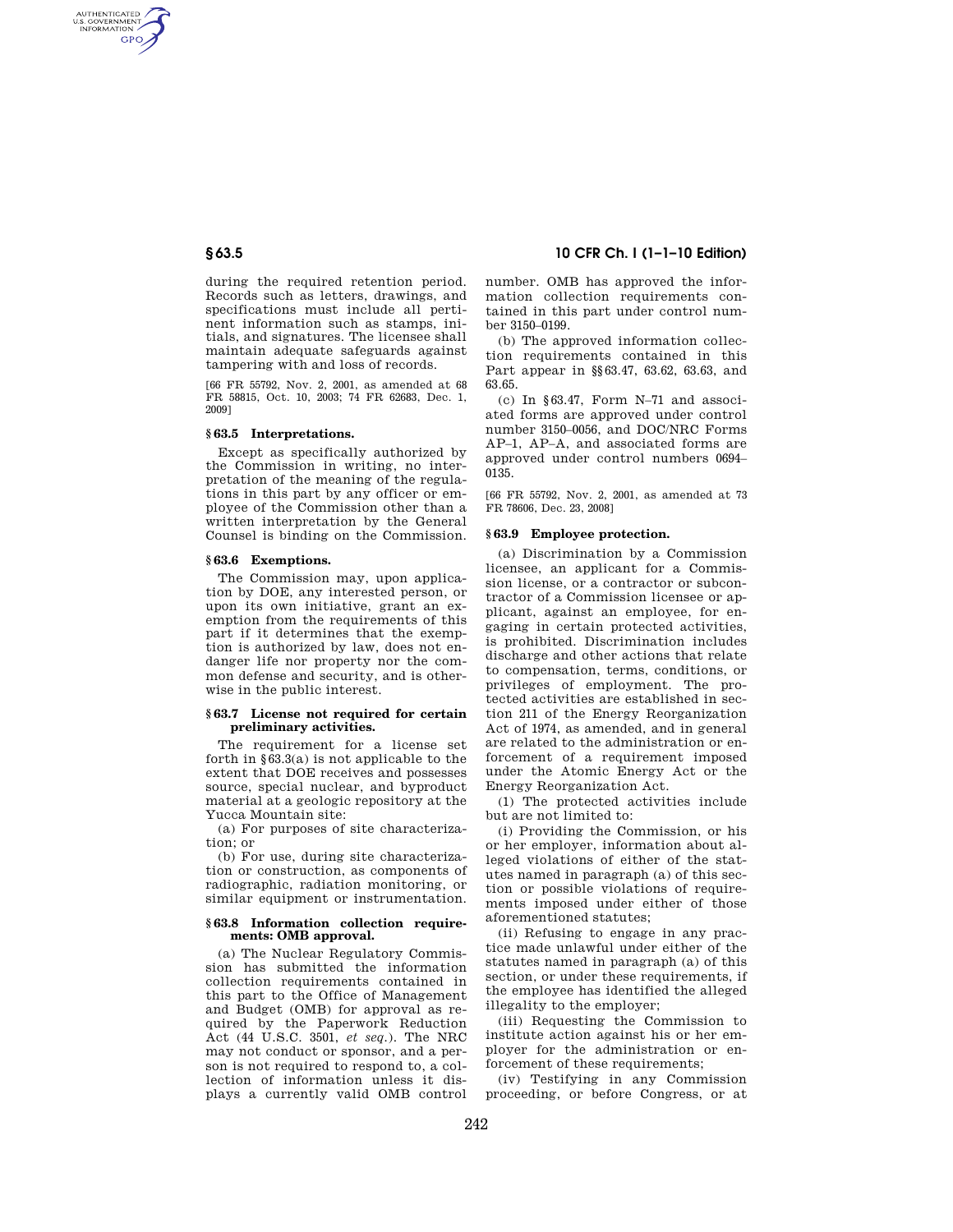during the required retention period. Records such as letters, drawings, and specifications must include all pertinent information such as stamps, initials, and signatures. The licensee shall maintain adequate safeguards against tampering with and loss of records.

[66 FR 55792, Nov. 2, 2001, as amended at 68 FR 58815, Oct. 10, 2003; 74 FR 62683, Dec. 1, 2009]

### § 63.5 Interpretations.

Except as specifically authorized by the Commission in writing, no interpretation of the meaning of the regulations in this part by any officer or employee of the Commission other than a written interpretation by the General Counsel is binding on the Commission.

### § 63.6 Exemptions.

The Commission may, upon application by DOE, any interested person, or upon its own initiative, grant an exemption from the requirements of this part if it determines that the exemption is authorized by law, does not endanger life nor property nor the common defense and security, and is otherwise in the public interest.

### § 63.7 License not required for certain preliminary activities.

The requirement for a license set forth in §63.3(a) is not applicable to the extent that DOE receives and possesses source, special nuclear, and byproduct material at a geologic repository at the Yucca Mountain site:

(a) For purposes of site characterization; or

(b) For use, during site characterization or construction, as components of radiographic, radiation monitoring, or similar equipment or instrumentation.

### § 63.8 Information collection requirements: OMB approval.

(a) The Nuclear Regulatory Commission has submitted the information collection requirements contained in this part to the Office of Management and Budget (OMB) for approval as required by the Paperwork Reduction Act (44 U.S.C. 3501, *et seq.*). The NRC may not conduct or sponsor, and a person is not required to respond to, a collection of information unless it displays a currently valid OMB control number. OMB has approved the information collection requirements contained in this part under control number 3150–0199.

(b) The approved information collection requirements contained in this Part appear in §§63.47, 63.62, 63.63, and 63.65.

(c) In §63.47, Form N–71 and associated forms are approved under control number 3150–0056, and DOC/NRC Forms AP–1, AP–A, and associated forms are approved under control numbers 0694–0135.

[66 FR 55792, Nov. 2, 2001, as amended at 73 FR 78606, Dec. 23, 2008]

### § 63.9 Employee protection.

(a) Discrimination by a Commission licensee, an applicant for a Commission license, or a contractor or subcontractor of a Commission licensee or applicant, against an employee, for engaging in certain protected activities, is prohibited. Discrimination includes discharge and other actions that relate to compensation, terms, conditions, or privileges of employment. The protected activities are established in section 211 of the Energy Reorganization Act of 1974, as amended, and in general are related to the administration or enforcement of a requirement imposed under the Atomic Energy Act or the Energy Reorganization Act.

(1) The protected activities include but are not limited to:

(i) Providing the Commission, or his or her employer, information about alleged violations of either of the statutes named in paragraph (a) of this section or possible violations of requirements imposed under either of those aforementioned statutes;

(ii) Refusing to engage in any practice made unlawful under either of the statutes named in paragraph (a) of this section, or under these requirements, if the employee has identified the alleged illegality to the employer;

(iii) Requesting the Commission to institute action against his or her employer for the administration or enforcement of these requirements;

(iv) Testifying in any Commission proceeding, or before Congress, or at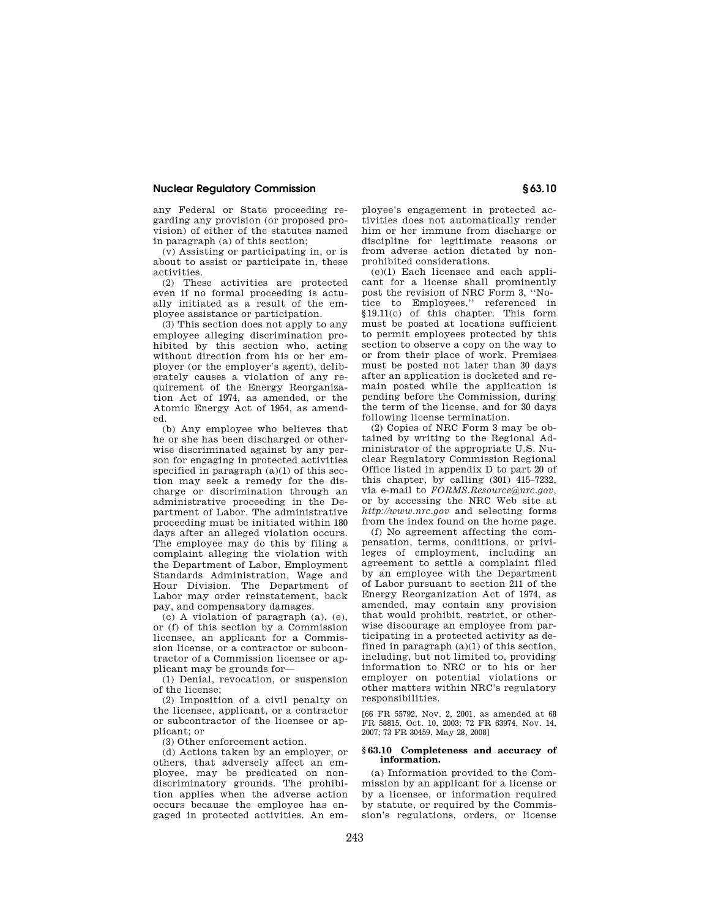any Federal or State proceeding regarding any provision (or proposed provision) of either of the statutes named in paragraph (a) of this section;

(v) Assisting or participating in, or is about to assist or participate in, these activities.

(2) These activities are protected even if no formal proceeding is actually initiated as a result of the employee assistance or participation.

(3) This section does not apply to any employee alleging discrimination prohibited by this section who, acting without direction from his or her employer (or the employer's agent), deliberately causes a violation of any requirement of the Energy Reorganization Act of 1974, as amended, or the Atomic Energy Act of 1954, as amended.

(b) Any employee who believes that he or she has been discharged or otherwise discriminated against by any person for engaging in protected activities specified in paragraph (a)(1) of this section may seek a remedy for the discharge or discrimination through an administrative proceeding in the Department of Labor. The administrative proceeding must be initiated within 180 days after an alleged violation occurs. The employee may do this by filing a complaint alleging the violation with the Department of Labor, Employment Standards Administration, Wage and Hour Division. The Department of Labor may order reinstatement, back pay, and compensatory damages.

(c) A violation of paragraph (a), (e), or (f) of this section by a Commission licensee, an applicant for a Commission license, or a contractor or subcontractor of a Commission licensee or applicant may be grounds for—

(1) Denial, revocation, or suspension of the license;

(2) Imposition of a civil penalty on the licensee, applicant, or a contractor or subcontractor of the licensee or applicant; or

(3) Other enforcement action.

(d) Actions taken by an employer, or others, that adversely affect an employee, may be predicated on nondiscriminatory grounds. The prohibition applies when the adverse action occurs because the employee has engaged in protected activities. An employee's engagement in protected activities does not automatically render him or her immune from discharge or discipline for legitimate reasons or from adverse action dictated by nonprohibited considerations.

(e)(1) Each licensee and each applicant for a license shall prominently post the revision of NRC Form 3, ''Notice to Employees,'' referenced in §19.11(c) of this chapter. This form must be posted at locations sufficient to permit employees protected by this section to observe a copy on the way to or from their place of work. Premises must be posted not later than 30 days after an application is docketed and remain posted while the application is pending before the Commission, during the term of the license, and for 30 days following license termination.

(2) Copies of NRC Form 3 may be obtained by writing to the Regional Administrator of the appropriate U.S. Nuclear Regulatory Commission Regional Office listed in appendix D to part 20 of this chapter, by calling (301) 415–7232, via e-mail to *FORMS.Resource@nrc.gov*, or by accessing the NRC Web site at *http://www.nrc.gov* and selecting forms from the index found on the home page.

(f) No agreement affecting the compensation, terms, conditions, or privileges of employment, including an agreement to settle a complaint filed by an employee with the Department of Labor pursuant to section 211 of the Energy Reorganization Act of 1974, as amended, may contain any provision that would prohibit, restrict, or otherwise discourage an employee from participating in a protected activity as defined in paragraph (a)(1) of this section, including, but not limited to, providing information to NRC or to his or her employer on potential violations or other matters within NRC's regulatory responsibilities.

[66 FR 55792, Nov. 2, 2001, as amended at 68 FR 58815, Oct. 10, 2003; 72 FR 63974, Nov. 14, 2007; 73 FR 30459, May 28, 2008]

### §63.10 Completeness and accuracy of information.

(a) Information provided to the Commission by an applicant for a license or by a licensee, or information required by statute, or required by the Commission's regulations, orders, or license